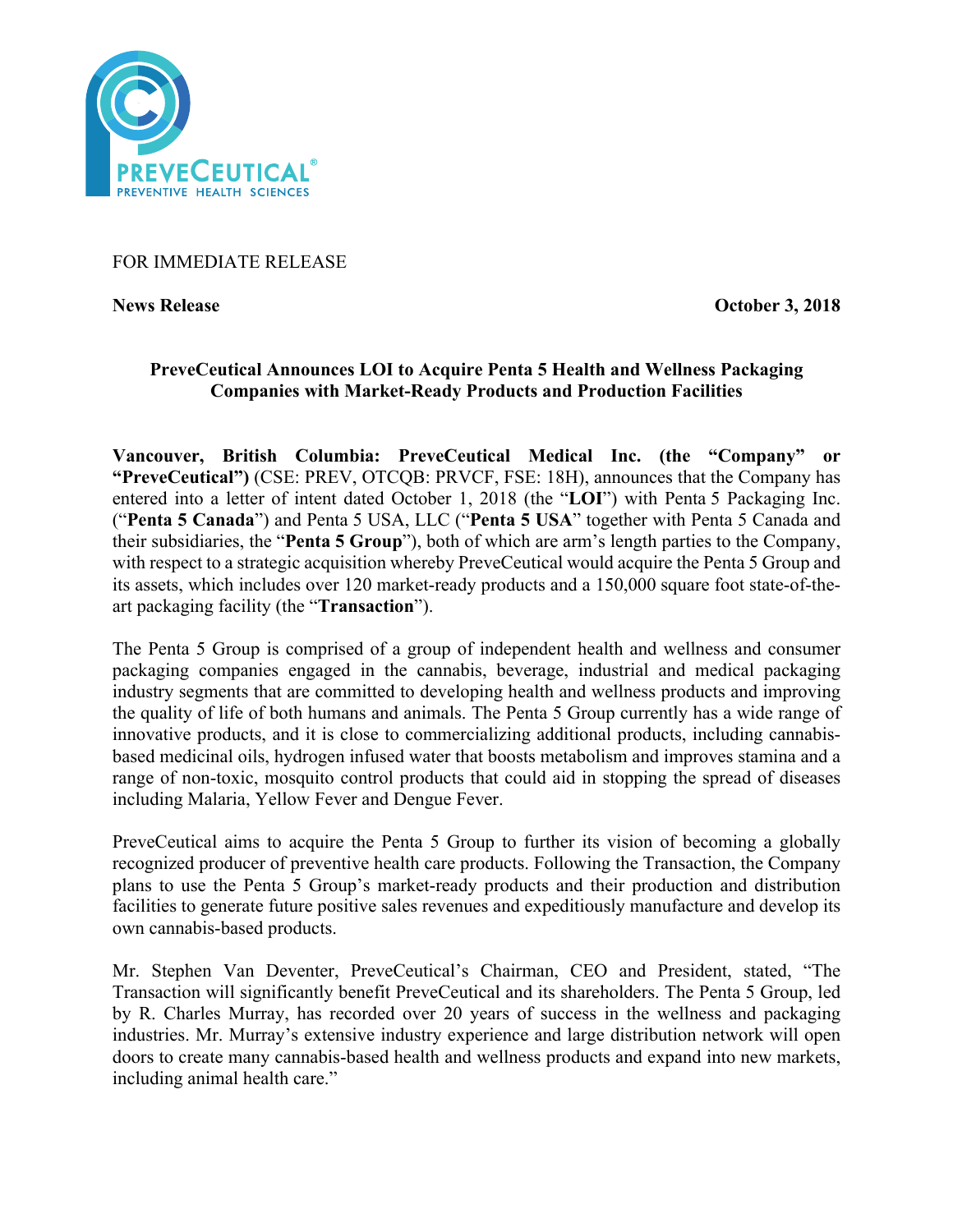FOR IMMEDIATE RELEASE

**News Release** **October 3, 2018**

# PreveCeutical Announces LOI to Acquire Penta 5 Health and Wellness Packaging Companies with Market-Ready Products and Production Facilities

**Vancouver, British Columbia: PreveCeutical Medical Inc. (the "Company" or "PreveCeutical")** (CSE: PREV, OTCQB: PRVCF, FSE: 18H), announces that the Company has entered into a letter of intent dated October 1, 2018 (the "**LOI**") with Penta 5 Packaging Inc. ("**Penta 5 Canada**") and Penta 5 USA, LLC ("**Penta 5 USA**" together with Penta 5 Canada and their subsidiaries, the "**Penta 5 Group**"), both of which are arm's length parties to the Company, with respect to a strategic acquisition whereby PreveCeutical would acquire the Penta 5 Group and its assets, which includes over 120 market-ready products and a 150,000 square foot state-of-the-art packaging facility (the "**Transaction**").

The Penta 5 Group is comprised of a group of independent health and wellness and consumer packaging companies engaged in the cannabis, beverage, industrial and medical packaging industry segments that are committed to developing health and wellness products and improving the quality of life of both humans and animals. The Penta 5 Group currently has a wide range of innovative products, and it is close to commercializing additional products, including cannabis-based medicinal oils, hydrogen infused water that boosts metabolism and improves stamina and a range of non-toxic, mosquito control products that could aid in stopping the spread of diseases including Malaria, Yellow Fever and Dengue Fever.

PreveCeutical aims to acquire the Penta 5 Group to further its vision of becoming a globally recognized producer of preventive health care products. Following the Transaction, the Company plans to use the Penta 5 Group's market-ready products and their production and distribution facilities to generate future positive sales revenues and expeditiously manufacture and develop its own cannabis-based products.

Mr. Stephen Van Deventer, PreveCeutical's Chairman, CEO and President, stated, "The Transaction will significantly benefit PreveCeutical and its shareholders. The Penta 5 Group, led by R. Charles Murray, has recorded over 20 years of success in the wellness and packaging industries. Mr. Murray's extensive industry experience and large distribution network will open doors to create many cannabis-based health and wellness products and expand into new markets, including animal health care."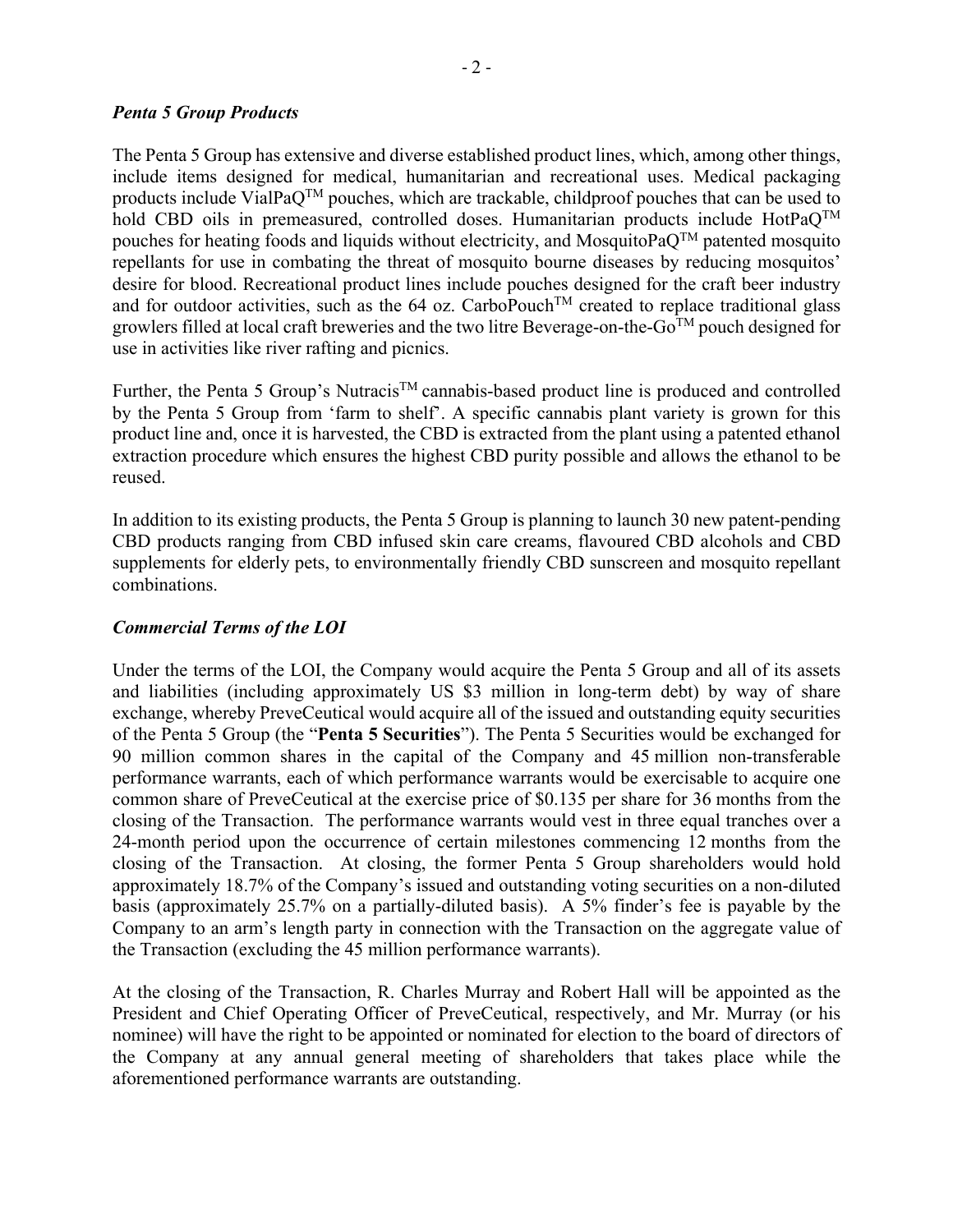### *Penta 5 Group Products*

The Penta 5 Group has extensive and diverse established product lines, which, among other things, include items designed for medical, humanitarian and recreational uses. Medical packaging products include VialPaQ™ pouches, which are trackable, childproof pouches that can be used to hold CBD oils in premeasured, controlled doses. Humanitarian products include HotPaQ™ pouches for heating foods and liquids without electricity, and MosquitoPaQ™ patented mosquito repellants for use in combating the threat of mosquito bourne diseases by reducing mosquitos' desire for blood. Recreational product lines include pouches designed for the craft beer industry and for outdoor activities, such as the 64 oz. CarboPouch™ created to replace traditional glass growlers filled at local craft breweries and the two litre Beverage-on-the-Go™ pouch designed for use in activities like river rafting and picnics.

Further, the Penta 5 Group's Nutracis™ cannabis-based product line is produced and controlled by the Penta 5 Group from 'farm to shelf'. A specific cannabis plant variety is grown for this product line and, once it is harvested, the CBD is extracted from the plant using a patented ethanol extraction procedure which ensures the highest CBD purity possible and allows the ethanol to be reused.

In addition to its existing products, the Penta 5 Group is planning to launch 30 new patent-pending CBD products ranging from CBD infused skin care creams, flavoured CBD alcohols and CBD supplements for elderly pets, to environmentally friendly CBD sunscreen and mosquito repellant combinations.

### *Commercial Terms of the LOI*

Under the terms of the LOI, the Company would acquire the Penta 5 Group and all of its assets and liabilities (including approximately US $3 million in long-term debt) by way of share exchange, whereby PreveCeutical would acquire all of the issued and outstanding equity securities of the Penta 5 Group (the "**Penta 5 Securities**"). The Penta 5 Securities would be exchanged for 90 million common shares in the capital of the Company and 45 million non-transferable performance warrants, each of which performance warrants would be exercisable to acquire one common share of PreveCeutical at the exercise price of $0.135 per share for 36 months from the closing of the Transaction. The performance warrants would vest in three equal tranches over a 24-month period upon the occurrence of certain milestones commencing 12 months from the closing of the Transaction. At closing, the former Penta 5 Group shareholders would hold approximately 18.7% of the Company's issued and outstanding voting securities on a non-diluted basis (approximately 25.7% on a partially-diluted basis). A 5% finder's fee is payable by the Company to an arm's length party in connection with the Transaction on the aggregate value of the Transaction (excluding the 45 million performance warrants).

At the closing of the Transaction, R. Charles Murray and Robert Hall will be appointed as the President and Chief Operating Officer of PreveCeutical, respectively, and Mr. Murray (or his nominee) will have the right to be appointed or nominated for election to the board of directors of the Company at any annual general meeting of shareholders that takes place while the aforementioned performance warrants are outstanding.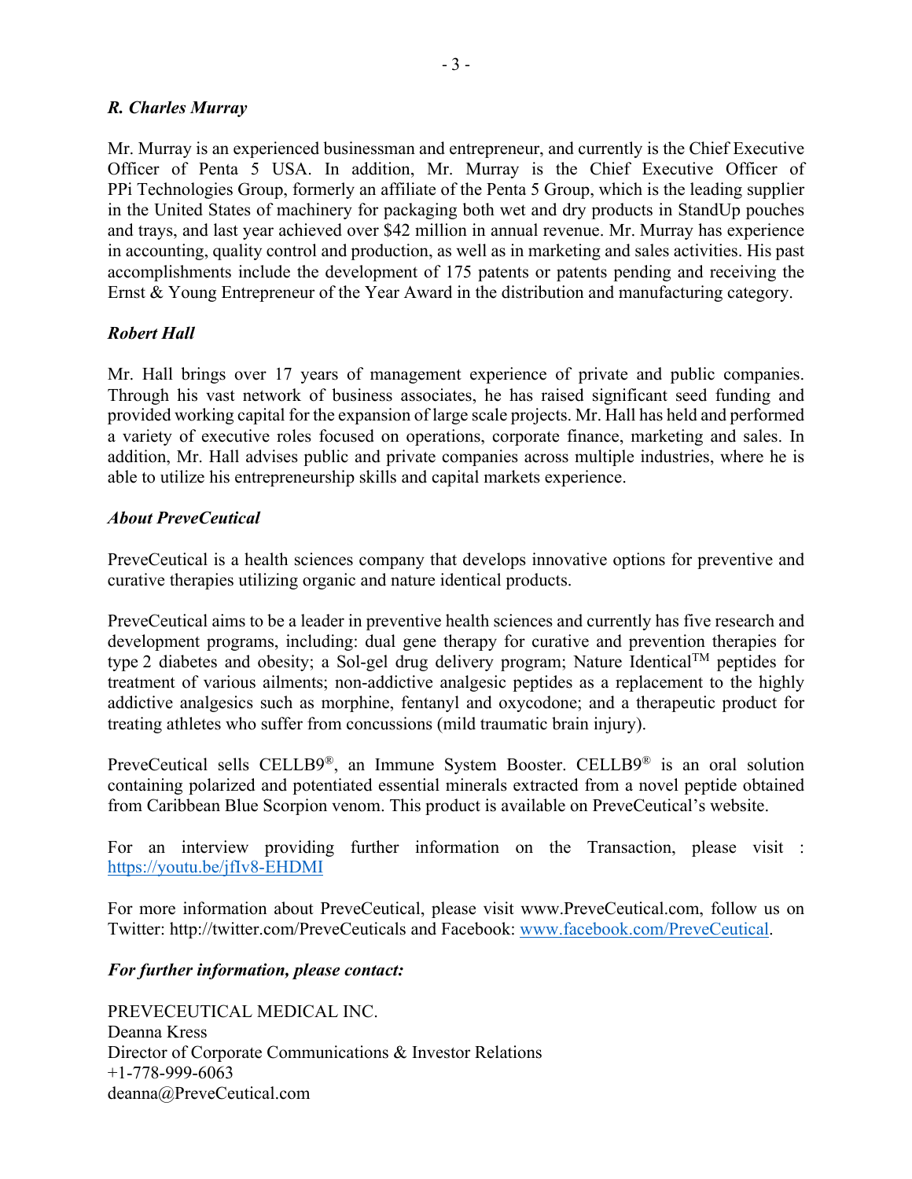***R. Charles Murray***

Mr. Murray is an experienced businessman and entrepreneur, and currently is the Chief Executive Officer of Penta 5 USA. In addition, Mr. Murray is the Chief Executive Officer of PPi Technologies Group, formerly an affiliate of the Penta 5 Group, which is the leading supplier in the United States of machinery for packaging both wet and dry products in StandUp pouches and trays, and last year achieved over $42 million in annual revenue. Mr. Murray has experience in accounting, quality control and production, as well as in marketing and sales activities. His past accomplishments include the development of 175 patents or patents pending and receiving the Ernst & Young Entrepreneur of the Year Award in the distribution and manufacturing category.

***Robert Hall***

Mr. Hall brings over 17 years of management experience of private and public companies. Through his vast network of business associates, he has raised significant seed funding and provided working capital for the expansion of large scale projects. Mr. Hall has held and performed a variety of executive roles focused on operations, corporate finance, marketing and sales. In addition, Mr. Hall advises public and private companies across multiple industries, where he is able to utilize his entrepreneurship skills and capital markets experience.

***About PreveCeutical***

PreveCeutical is a health sciences company that develops innovative options for preventive and curative therapies utilizing organic and nature identical products.

PreveCeutical aims to be a leader in preventive health sciences and currently has five research and development programs, including: dual gene therapy for curative and prevention therapies for type 2 diabetes and obesity; a Sol-gel drug delivery program; Nature Identical™ peptides for treatment of various ailments; non-addictive analgesic peptides as a replacement to the highly addictive analgesics such as morphine, fentanyl and oxycodone; and a therapeutic product for treating athletes who suffer from concussions (mild traumatic brain injury).

PreveCeutical sells CELLB9®, an Immune System Booster. CELLB9® is an oral solution containing polarized and potentiated essential minerals extracted from a novel peptide obtained from Caribbean Blue Scorpion venom. This product is available on PreveCeutical's website.

For an interview providing further information on the Transaction, please visit : https://youtu.be/jfIv8-EHDMI

For more information about PreveCeutical, please visit www.PreveCeutical.com, follow us on Twitter: http://twitter.com/PreveCeuticals and Facebook: www.facebook.com/PreveCeutical.

***For further information, please contact:***

PREVECEUTICAL MEDICAL INC.
Deanna Kress
Director of Corporate Communications & Investor Relations
+1-778-999-6063
deanna@PreveCeutical.com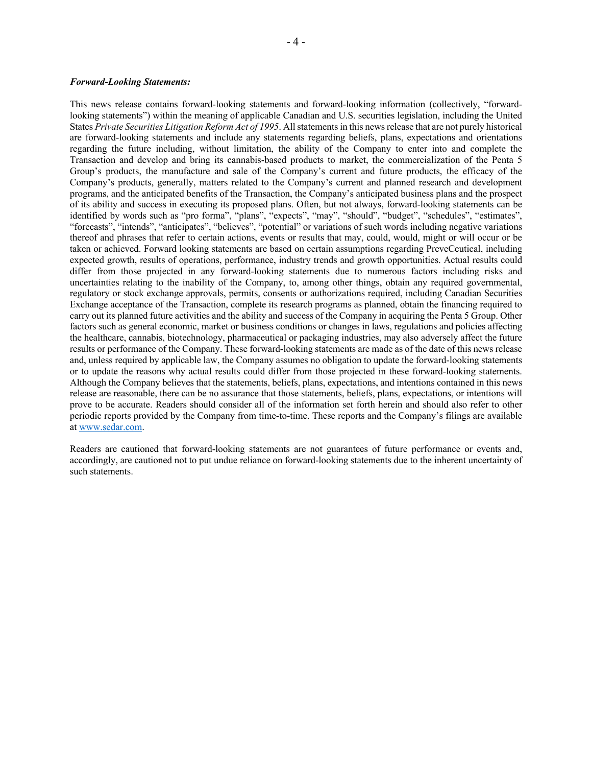***Forward-Looking Statements:***

This news release contains forward-looking statements and forward-looking information (collectively, "forward-looking statements") within the meaning of applicable Canadian and U.S. securities legislation, including the United States *Private Securities Litigation Reform Act of 1995*. All statements in this news release that are not purely historical are forward-looking statements and include any statements regarding beliefs, plans, expectations and orientations regarding the future including, without limitation, the ability of the Company to enter into and complete the Transaction and develop and bring its cannabis-based products to market, the commercialization of the Penta 5 Group's products, the manufacture and sale of the Company's current and future products, the efficacy of the Company's products, generally, matters related to the Company's current and planned research and development programs, and the anticipated benefits of the Transaction, the Company's anticipated business plans and the prospect of its ability and success in executing its proposed plans. Often, but not always, forward-looking statements can be identified by words such as "pro forma", "plans", "expects", "may", "should", "budget", "schedules", "estimates", "forecasts", "intends", "anticipates", "believes", "potential" or variations of such words including negative variations thereof and phrases that refer to certain actions, events or results that may, could, would, might or will occur or be taken or achieved. Forward looking statements are based on certain assumptions regarding PreveCeutical, including expected growth, results of operations, performance, industry trends and growth opportunities. Actual results could differ from those projected in any forward-looking statements due to numerous factors including risks and uncertainties relating to the inability of the Company, to, among other things, obtain any required governmental, regulatory or stock exchange approvals, permits, consents or authorizations required, including Canadian Securities Exchange acceptance of the Transaction, complete its research programs as planned, obtain the financing required to carry out its planned future activities and the ability and success of the Company in acquiring the Penta 5 Group. Other factors such as general economic, market or business conditions or changes in laws, regulations and policies affecting the healthcare, cannabis, biotechnology, pharmaceutical or packaging industries, may also adversely affect the future results or performance of the Company. These forward-looking statements are made as of the date of this news release and, unless required by applicable law, the Company assumes no obligation to update the forward-looking statements or to update the reasons why actual results could differ from those projected in these forward-looking statements. Although the Company believes that the statements, beliefs, plans, expectations, and intentions contained in this news release are reasonable, there can be no assurance that those statements, beliefs, plans, expectations, or intentions will prove to be accurate. Readers should consider all of the information set forth herein and should also refer to other periodic reports provided by the Company from time-to-time. These reports and the Company's filings are available at www.sedar.com.

Readers are cautioned that forward-looking statements are not guarantees of future performance or events and, accordingly, are cautioned not to put undue reliance on forward-looking statements due to the inherent uncertainty of such statements.